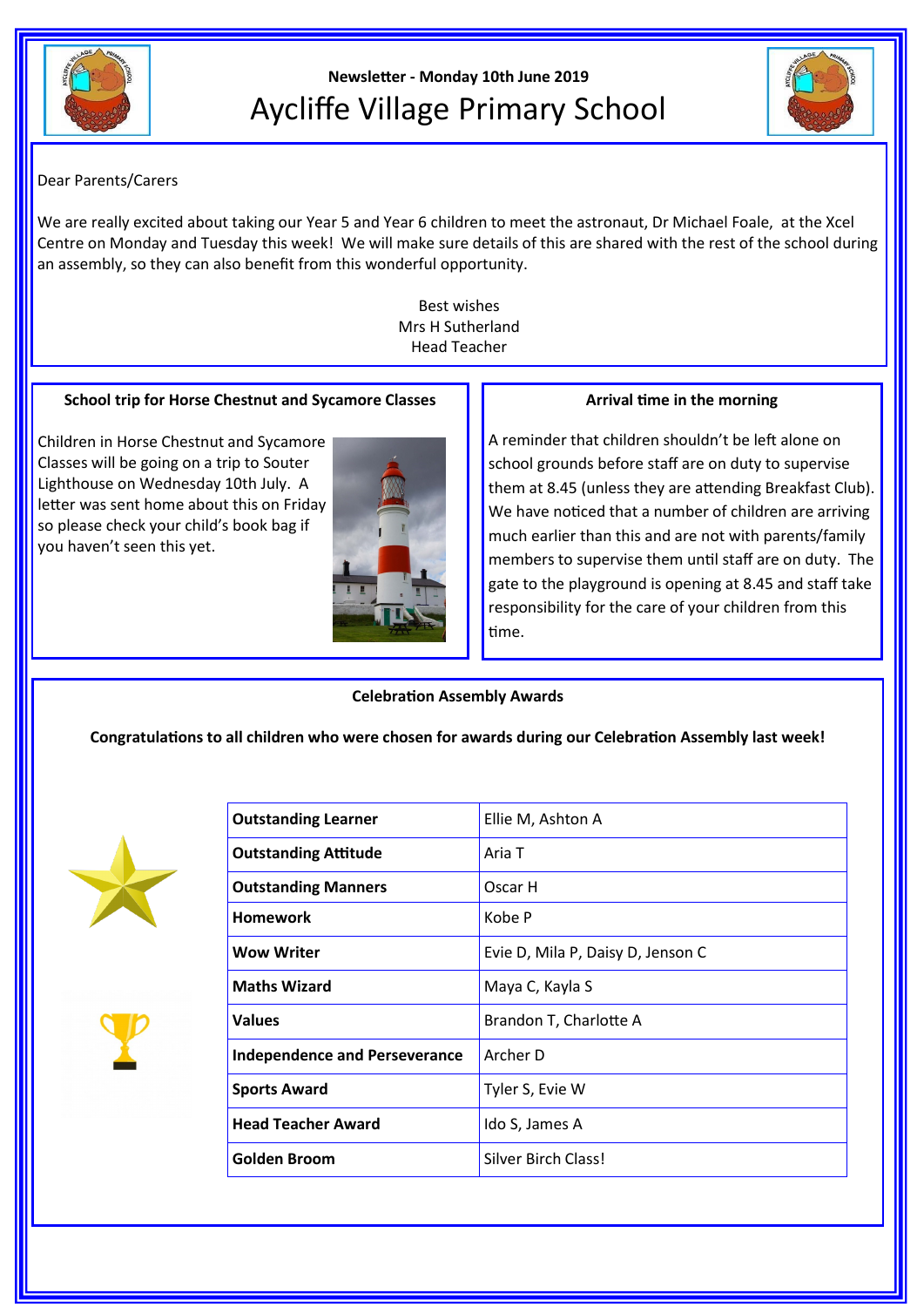Newsletter - Monday 10th June 2019

# Aycliffe Village Primary School

Dear Parents/Carers

We are really excited about taking our Year 5 and Year 6 children to meet the astronaut, Dr Michael Foale, at the Xcel Centre on Monday and Tuesday this week! We will make sure details of this are shared with the rest of the school during an assembly, so they can also benefit from this wonderful opportunity.

Best wishes
Mrs H Sutherland
Head Teacher

### School trip for Horse Chestnut and Sycamore Classes

Children in Horse Chestnut and Sycamore Classes will be going on a trip to Souter Lighthouse on Wednesday 10th July. A letter was sent home about this on Friday so please check your child's book bag if you haven't seen this yet.

### Arrival time in the morning

A reminder that children shouldn't be left alone on school grounds before staff are on duty to supervise them at 8.45 (unless they are attending Breakfast Club). We have noticed that a number of children are arriving much earlier than this and are not with parents/family members to supervise them until staff are on duty. The gate to the playground is opening at 8.45 and staff take responsibility for the care of your children from this time.

### Celebration Assembly Awards

**Congratulations to all children who were chosen for awards during our Celebration Assembly last week!**

| Award | Recipients |
| --- | --- |
| **Outstanding Learner** | Ellie M, Ashton A |
| **Outstanding Attitude** | Aria T |
| **Outstanding Manners** | Oscar H |
| **Homework** | Kobe P |
| **Wow Writer** | Evie D, Mila P, Daisy D, Jenson C |
| **Maths Wizard** | Maya C, Kayla S |
| **Values** | Brandon T, Charlotte A |
| **Independence and Perseverance** | Archer D |
| **Sports Award** | Tyler S, Evie W |
| **Head Teacher Award** | Ido S, James A |
| **Golden Broom** | Silver Birch Class! |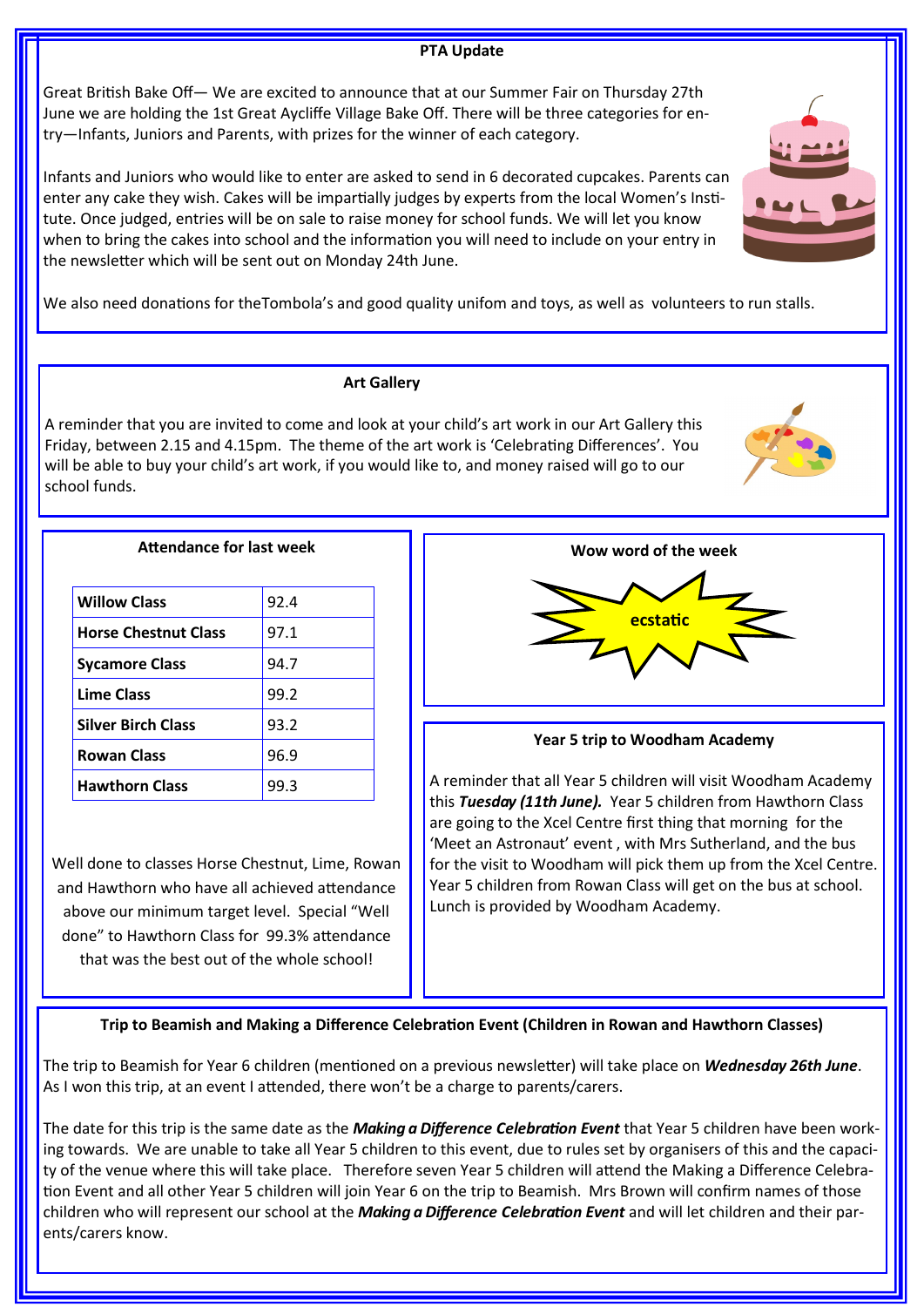## PTA Update

Great British Bake Off— We are excited to announce that at our Summer Fair on Thursday 27th June we are holding the 1st Great Aycliffe Village Bake Off. There will be three categories for entry—Infants, Juniors and Parents, with prizes for the winner of each category.

Infants and Juniors who would like to enter are asked to send in 6 decorated cupcakes. Parents can enter any cake they wish. Cakes will be impartially judges by experts from the local Women's Institute. Once judged, entries will be on sale to raise money for school funds. We will let you know when to bring the cakes into school and the information you will need to include on your entry in the newsletter which will be sent out on Monday 24th June.

We also need donations for theTombola's and good quality unifom and toys, as well as volunteers to run stalls.

## Art Gallery

A reminder that you are invited to come and look at your child's art work in our Art Gallery this Friday, between 2.15 and 4.15pm. The theme of the art work is 'Celebrating Differences'. You will be able to buy your child's art work, if you would like to, and money raised will go to our school funds.

## Attendance for last week

| | |
|---|---|
| **Willow Class** | 92.4 |
| **Horse Chestnut Class** | 97.1 |
| **Sycamore Class** | 94.7 |
| **Lime Class** | 99.2 |
| **Silver Birch Class** | 93.2 |
| **Rowan Class** | 96.9 |
| **Hawthorn Class** | 99.3 |

Well done to classes Horse Chestnut, Lime, Rowan and Hawthorn who have all achieved attendance above our minimum target level. Special "Well done" to Hawthorn Class for 99.3% attendance that was the best out of the whole school!

## Wow word of the week

**ecstatic**

## Year 5 trip to Woodham Academy

A reminder that all Year 5 children will visit Woodham Academy this ***Tuesday (11th June).*** Year 5 children from Hawthorn Class are going to the Xcel Centre first thing that morning for the 'Meet an Astronaut' event , with Mrs Sutherland, and the bus for the visit to Woodham will pick them up from the Xcel Centre. Year 5 children from Rowan Class will get on the bus at school. Lunch is provided by Woodham Academy.

## Trip to Beamish and Making a Difference Celebration Event (Children in Rowan and Hawthorn Classes)

The trip to Beamish for Year 6 children (mentioned on a previous newsletter) will take place on ***Wednesday 26th June***. As I won this trip, at an event I attended, there won't be a charge to parents/carers.

The date for this trip is the same date as the ***Making a Difference Celebration Event*** that Year 5 children have been working towards. We are unable to take all Year 5 children to this event, due to rules set by organisers of this and the capacity of the venue where this will take place. Therefore seven Year 5 children will attend the Making a Difference Celebration Event and all other Year 5 children will join Year 6 on the trip to Beamish. Mrs Brown will confirm names of those children who will represent our school at the ***Making a Difference Celebration Event*** and will let children and their parents/carers know.